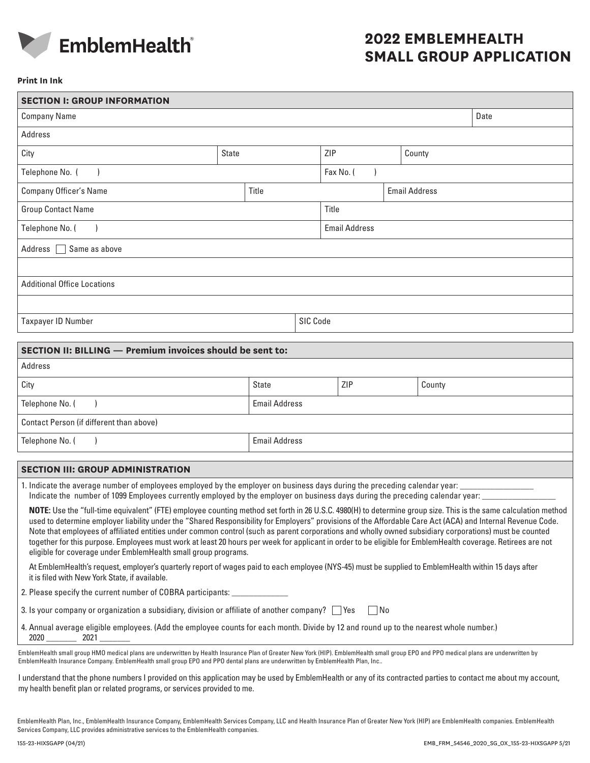EmblemHealth

# 2022 EMBLEMHEALTH SMALL GROUP APPLICATION

**Print In Ink**

## SECTION I: GROUP INFORMATION

| | | | |
|---|---|---|---|
| Company Name | | | Date |
| Address | | | |
| City | State | ZIP | County |
| Telephone No. ( ) | | Fax No. ( ) | |
| Company Officer's Name | Title | | Email Address |
| Group Contact Name | | Title | |
| Telephone No. ( ) | | Email Address | |
| Address ☐ Same as above | | | |
| | | | |
| Additional Office Locations | | | |
| | | | |
| Taxpayer ID Number | | SIC Code | |

## SECTION II: BILLING — Premium invoices should be sent to:

| | | | |
|---|---|---|---|
| Address | | | |
| City | State | ZIP | County |
| Telephone No. ( ) | Email Address | | |
| Contact Person (if different than above) | | | |
| Telephone No. ( ) | Email Address | | |

## SECTION III: GROUP ADMINISTRATION

1. Indicate the average number of employees employed by the employer on business days during the preceding calendar year: _________________
 Indicate the number of 1099 Employees currently employed by the employer on business days during the preceding calendar year: _________________

 **NOTE:** Use the "full-time equivalent" (FTE) employee counting method set forth in 26 U.S.C. 4980(H) to determine group size. This is the same calculation method used to determine employer liability under the "Shared Responsibility for Employers" provisions of the Affordable Care Act (ACA) and Internal Revenue Code. Note that employees of affiliated entities under common control (such as parent corporations and wholly owned subsidiary corporations) must be counted together for this purpose. Employees must work at least 20 hours per week for applicant in order to be eligible for EmblemHealth coverage. Retirees are not eligible for coverage under EmblemHealth small group programs.

 At EmblemHealth's request, employer's quarterly report of wages paid to each employee (NYS-45) must be supplied to EmblemHealth within 15 days after it is filed with New York State, if available.

2. Please specify the current number of COBRA participants: _____________

3. Is your company or organization a subsidiary, division or affiliate of another company? ☐ Yes ☐ No

4. Annual average eligible employees. (Add the employee counts for each month. Divide by 12 and round up to the nearest whole number.)
 2020 _______ 2021 _______

EmblemHealth small group HMO medical plans are underwritten by Health Insurance Plan of Greater New York (HIP). EmblemHealth small group EPO and PPO medical plans are underwritten by EmblemHealth Insurance Company. EmblemHealth small group EPO and PPO dental plans are underwritten by EmblemHealth Plan, Inc..

I understand that the phone numbers I provided on this application may be used by EmblemHealth or any of its contracted parties to contact me about my account, my health benefit plan or related programs, or services provided to me.

EmblemHealth Plan, Inc., EmblemHealth Insurance Company, EmblemHealth Services Company, LLC and Health Insurance Plan of Greater New York (HIP) are EmblemHealth companies. EmblemHealth Services Company, LLC provides administrative services to the EmblemHealth companies.

155-23-HIXSGAPP (04/21) EMB_FRM_54546_2020_SG_OX_155-23-HIXSGAPP 5/21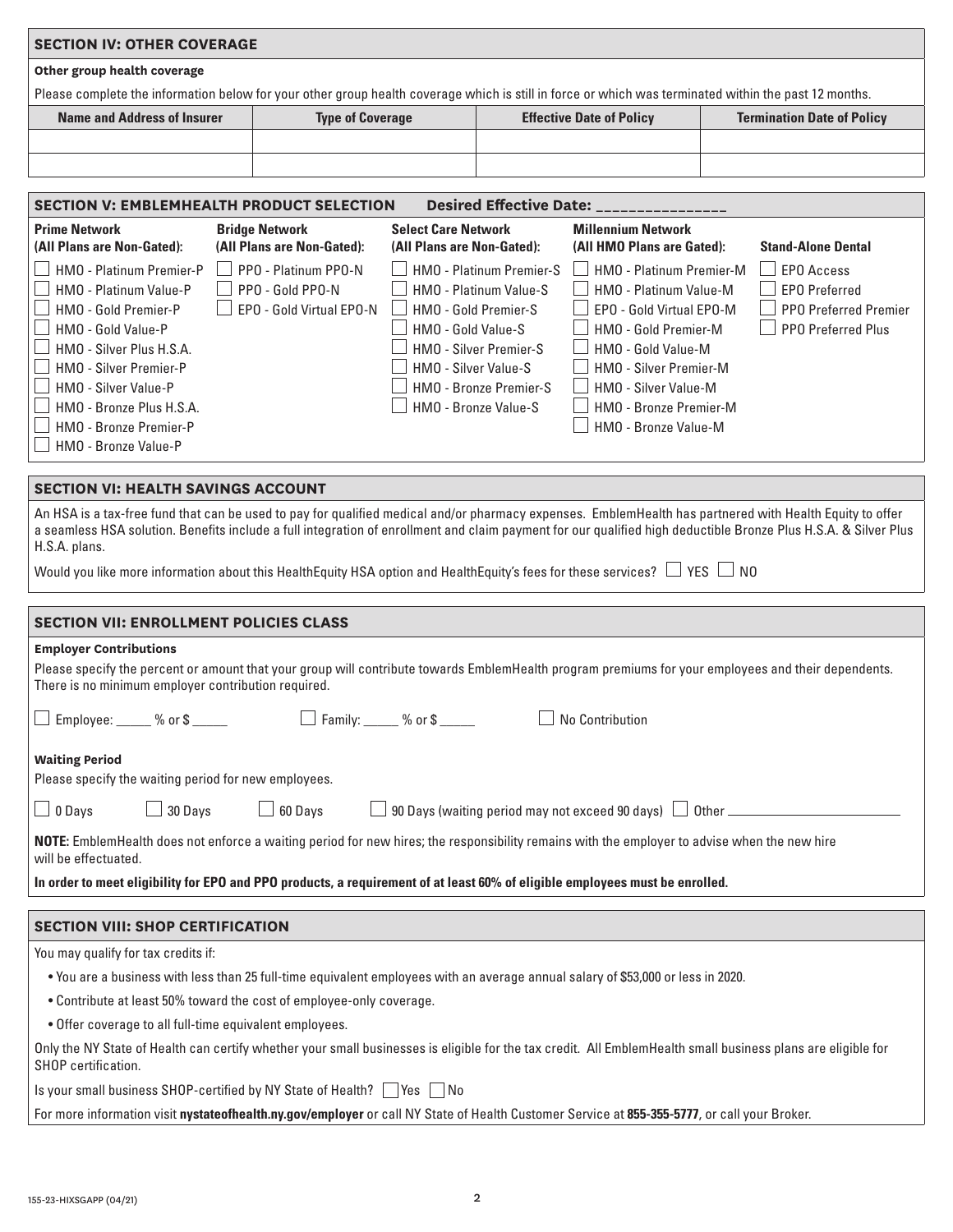## SECTION IV: OTHER COVERAGE

**Other group health coverage**

Please complete the information below for your other group health coverage which is still in force or which was terminated within the past 12 months.

| Name and Address of Insurer | Type of Coverage | Effective Date of Policy | Termination Date of Policy |
|---|---|---|---|
| | | | |
| | | | |

## SECTION V: EMBLEMHEALTH PRODUCT SELECTION

**Desired Effective Date:** _______________

**Prime Network (All Plans are Non-Gated):**

- ☐ HMO - Platinum Premier-P
- ☐ HMO - Platinum Value-P
- ☐ HMO - Gold Premier-P
- ☐ HMO - Gold Value-P
- ☐ HMO - Silver Plus H.S.A.
- ☐ HMO - Silver Premier-P
- ☐ HMO - Silver Value-P
- ☐ HMO - Bronze Plus H.S.A.
- ☐ HMO - Bronze Premier-P
- ☐ HMO - Bronze Value-P

**Bridge Network (All Plans are Non-Gated):**

- ☐ PPO - Platinum PPO-N
- ☐ PPO - Gold PPO-N
- ☐ EPO - Gold Virtual EPO-N

**Select Care Network (All Plans are Non-Gated):**

- ☐ HMO - Platinum Premier-S
- ☐ HMO - Platinum Value-S
- ☐ HMO - Gold Premier-S
- ☐ HMO - Gold Value-S
- ☐ HMO - Silver Premier-S
- ☐ HMO - Silver Value-S
- ☐ HMO - Bronze Premier-S
- ☐ HMO - Bronze Value-S

**Millennium Network (All HMO Plans are Gated):**

- ☐ HMO - Platinum Premier-M
- ☐ HMO - Platinum Value-M
- ☐ EPO - Gold Virtual EPO-M
- ☐ HMO - Gold Premier-M
- ☐ HMO - Gold Value-M
- ☐ HMO - Silver Premier-M
- ☐ HMO - Silver Value-M
- ☐ HMO - Bronze Premier-M
- ☐ HMO - Bronze Value-M

**Stand-Alone Dental**

- ☐ EPO Access
- ☐ EPO Preferred
- ☐ PPO Preferred Premier
- ☐ PPO Preferred Plus

## SECTION VI: HEALTH SAVINGS ACCOUNT

An HSA is a tax-free fund that can be used to pay for qualified medical and/or pharmacy expenses. EmblemHealth has partnered with Health Equity to offer a seamless HSA solution. Benefits include a full integration of enrollment and claim payment for our qualified high deductible Bronze Plus H.S.A. & Silver Plus H.S.A. plans.

Would you like more information about this HealthEquity HSA option and HealthEquity's fees for these services? ☐ YES ☐ NO

## SECTION VII: ENROLLMENT POLICIES CLASS

**Employer Contributions**

Please specify the percent or amount that your group will contribute towards EmblemHealth program premiums for your employees and their dependents. There is no minimum employer contribution required.

☐ Employee: _____ % or $ _____ ☐ Family: _____ % or $ _____ ☐ No Contribution

**Waiting Period**

Please specify the waiting period for new employees.

☐ 0 Days ☐ 30 Days ☐ 60 Days ☐ 90 Days (waiting period may not exceed 90 days) ☐ Other ____________

**NOTE:** EmblemHealth does not enforce a waiting period for new hires; the responsibility remains with the employer to advise when the new hire will be effectuated.

**In order to meet eligibility for EPO and PPO products, a requirement of at least 60% of eligible employees must be enrolled.**

## SECTION VIII: SHOP CERTIFICATION

You may qualify for tax credits if:

- You are a business with less than 25 full-time equivalent employees with an average annual salary of $53,000 or less in 2020.
- Contribute at least 50% toward the cost of employee-only coverage.
- Offer coverage to all full-time equivalent employees.

Only the NY State of Health can certify whether your small businesses is eligible for the tax credit. All EmblemHealth small business plans are eligible for SHOP certification.

Is your small business SHOP-certified by NY State of Health? ☐ Yes ☐ No

For more information visit **nystateofhealth.ny.gov/employer** or call NY State of Health Customer Service at **855-355-5777**, or call your Broker.

155-23-HIXSGAPP (04/21)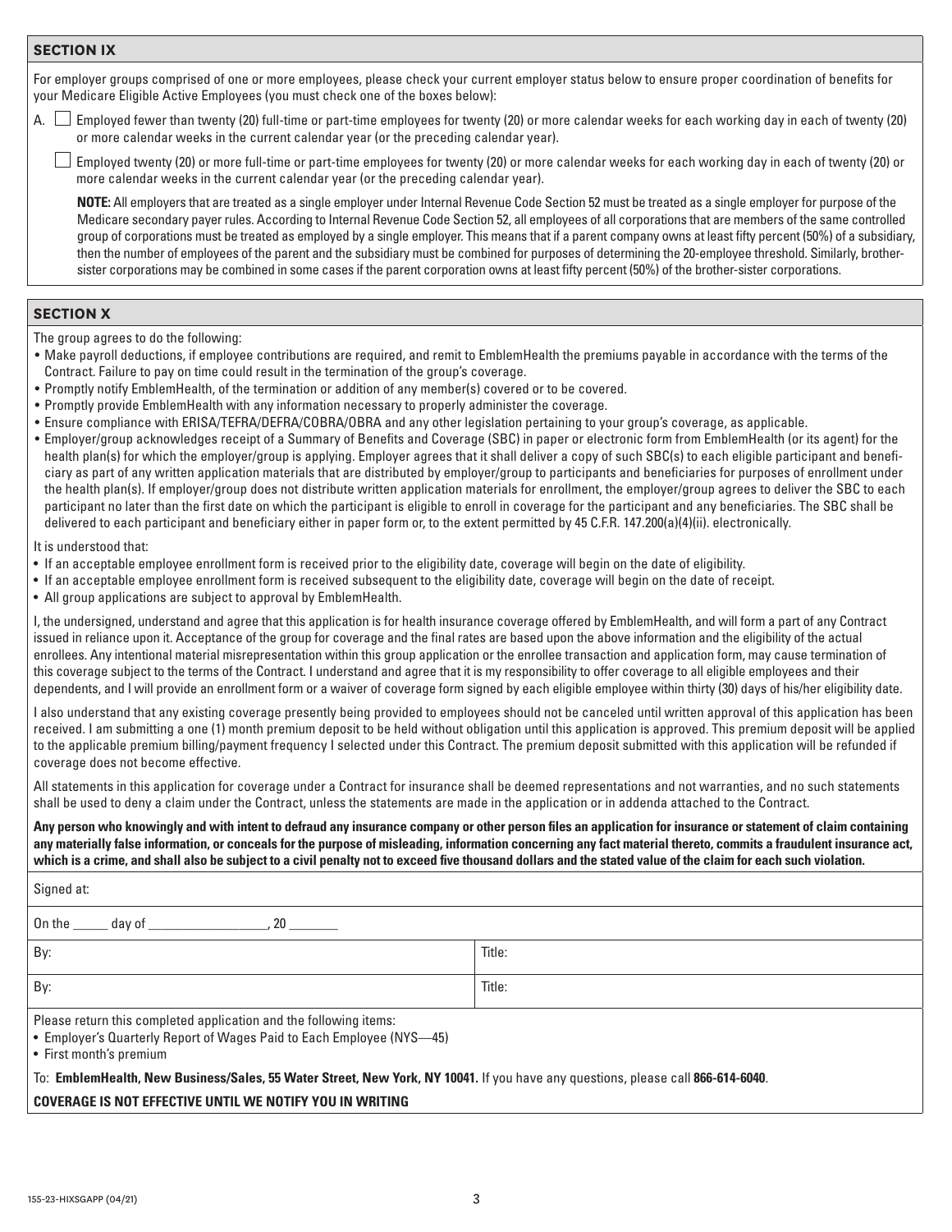## SECTION IX

For employer groups comprised of one or more employees, please check your current employer status below to ensure proper coordination of benefits for your Medicare Eligible Active Employees (you must check one of the boxes below):

A. ☐ Employed fewer than twenty (20) full-time or part-time employees for twenty (20) or more calendar weeks for each working day in each of twenty (20) or more calendar weeks in the current calendar year (or the preceding calendar year).

☐ Employed twenty (20) or more full-time or part-time employees for twenty (20) or more calendar weeks for each working day in each of twenty (20) or more calendar weeks in the current calendar year (or the preceding calendar year).

**NOTE:** All employers that are treated as a single employer under Internal Revenue Code Section 52 must be treated as a single employer for purpose of the Medicare secondary payer rules. According to Internal Revenue Code Section 52, all employees of all corporations that are members of the same controlled group of corporations must be treated as employed by a single employer. This means that if a parent company owns at least fifty percent (50%) of a subsidiary, then the number of employees of the parent and the subsidiary must be combined for purposes of determining the 20-employee threshold. Similarly, brother-sister corporations may be combined in some cases if the parent corporation owns at least fifty percent (50%) of the brother-sister corporations.

## SECTION X

The group agrees to do the following:

- Make payroll deductions, if employee contributions are required, and remit to EmblemHealth the premiums payable in accordance with the terms of the Contract. Failure to pay on time could result in the termination of the group's coverage.
- Promptly notify EmblemHealth, of the termination or addition of any member(s) covered or to be covered.
- Promptly provide EmblemHealth with any information necessary to properly administer the coverage.
- Ensure compliance with ERISA/TEFRA/DEFRA/COBRA/OBRA and any other legislation pertaining to your group's coverage, as applicable.
- Employer/group acknowledges receipt of a Summary of Benefits and Coverage (SBC) in paper or electronic form from EmblemHealth (or its agent) for the health plan(s) for which the employer/group is applying. Employer agrees that it shall deliver a copy of such SBC(s) to each eligible participant and beneficiary as part of any written application materials that are distributed by employer/group to participants and beneficiaries for purposes of enrollment under the health plan(s). If employer/group does not distribute written application materials for enrollment, the employer/group agrees to deliver the SBC to each participant no later than the first date on which the participant is eligible to enroll in coverage for the participant and any beneficiaries. The SBC shall be delivered to each participant and beneficiary either in paper form or, to the extent permitted by 45 C.F.R. 147.200(a)(4)(ii). electronically.

It is understood that:

- If an acceptable employee enrollment form is received prior to the eligibility date, coverage will begin on the date of eligibility.
- If an acceptable employee enrollment form is received subsequent to the eligibility date, coverage will begin on the date of receipt.
- All group applications are subject to approval by EmblemHealth.

I, the undersigned, understand and agree that this application is for health insurance coverage offered by EmblemHealth, and will form a part of any Contract issued in reliance upon it. Acceptance of the group for coverage and the final rates are based upon the above information and the eligibility of the actual enrollees. Any intentional material misrepresentation within this group application or the enrollee transaction and application form, may cause termination of this coverage subject to the terms of the Contract. I understand and agree that it is my responsibility to offer coverage to all eligible employees and their dependents, and I will provide an enrollment form or a waiver of coverage form signed by each eligible employee within thirty (30) days of his/her eligibility date.

I also understand that any existing coverage presently being provided to employees should not be canceled until written approval of this application has been received. I am submitting a one (1) month premium deposit to be held without obligation until this application is approved. This premium deposit will be applied to the applicable premium billing/payment frequency I selected under this Contract. The premium deposit submitted with this application will be refunded if coverage does not become effective.

All statements in this application for coverage under a Contract for insurance shall be deemed representations and not warranties, and no such statements shall be used to deny a claim under the Contract, unless the statements are made in the application or in addenda attached to the Contract.

**Any person who knowingly and with intent to defraud any insurance company or other person files an application for insurance or statement of claim containing any materially false information, or conceals for the purpose of misleading, information concerning any fact material thereto, commits a fraudulent insurance act, which is a crime, and shall also be subject to a civil penalty not to exceed five thousand dollars and the stated value of the claim for each such violation.**

Signed at:

On the _____ day of _________________, 20 _______

| | |
|---|---|
| By: | Title: |
| By: | Title: |

Please return this completed application and the following items:

- Employer's Quarterly Report of Wages Paid to Each Employee (NYS—45)
- First month's premium

To: **EmblemHealth, New Business/Sales, 55 Water Street, New York, NY 10041.** If you have any questions, please call **866-614-6040**.

**COVERAGE IS NOT EFFECTIVE UNTIL WE NOTIFY YOU IN WRITING**

155-23-HIXSGAPP (04/21)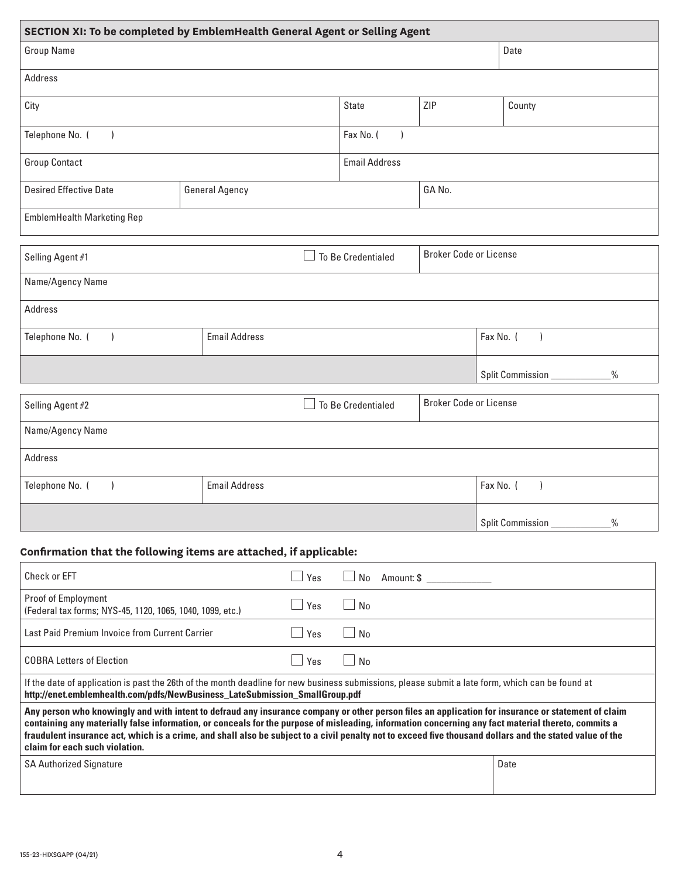## SECTION XI: To be completed by EmblemHealth General Agent or Selling Agent

| | | | | |
|---|---|---|---|---|
| Group Name | | | | Date |
| Address | | | | |
| City | | State | ZIP | County |
| Telephone No. ( ) | | Fax No. ( ) | | |
| Group Contact | | Email Address | | |
| Desired Effective Date | General Agency | | GA No. | |
| EmblemHealth Marketing Rep | | | | |

| | | |
|---|---|---|
| Selling Agent #1 | ☐ To Be Credentialed | Broker Code or License |
| Name/Agency Name | | |
| Address | | |
| Telephone No. ( ) | Email Address | Fax No. ( ) |
| | | Split Commission ____________% |

| | | |
|---|---|---|
| Selling Agent #2 | ☐ To Be Credentialed | Broker Code or License |
| Name/Agency Name | | |
| Address | | |
| Telephone No. ( ) | Email Address | Fax No. ( ) |
| | | Split Commission ____________% |

### Confirmation that the following items are attached, if applicable:

| | | |
|---|---|---|
| Check or EFT | ☐ Yes | ☐ No Amount: $ ____________ |
| Proof of Employment (Federal tax forms; NYS-45, 1120, 1065, 1040, 1099, etc.) | ☐ Yes | ☐ No |
| Last Paid Premium Invoice from Current Carrier | ☐ Yes | ☐ No |
| COBRA Letters of Election | ☐ Yes | ☐ No |

If the date of application is past the 26th of the month deadline for new business submissions, please submit a late form, which can be found at **http://enet.emblemhealth.com/pdfs/NewBusiness_LateSubmission_SmallGroup.pdf**

**Any person who knowingly and with intent to defraud any insurance company or other person files an application for insurance or statement of claim containing any materially false information, or conceals for the purpose of misleading, information concerning any fact material thereto, commits a fraudulent insurance act, which is a crime, and shall also be subject to a civil penalty not to exceed five thousand dollars and the stated value of the claim for each such violation.**

| | |
|---|---|
| SA Authorized Signature | Date |

155-23-HIXSGAPP (04/21)